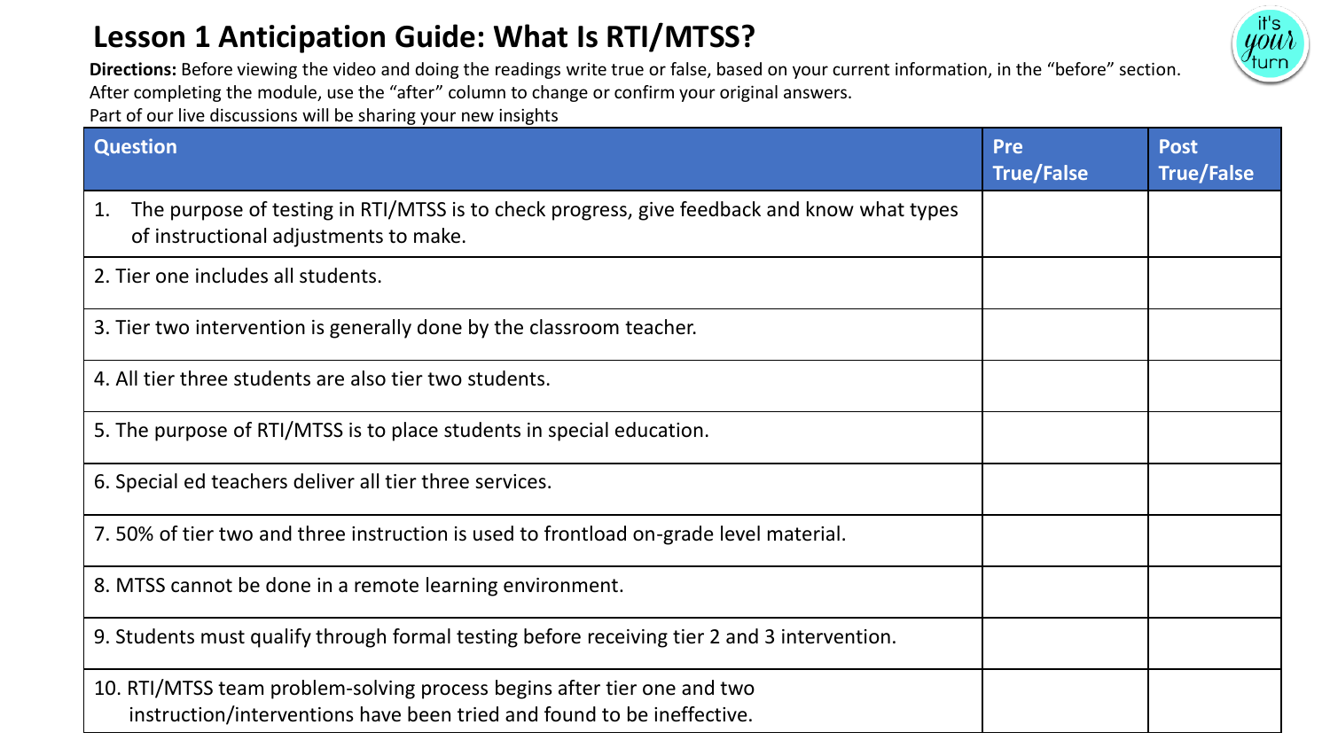# Lesson 1 Anticipation Guide: What Is RTI/MTSS?

**Directions:** Before viewing the video and doing the readings write true or false, based on your current information, in the "before" section. After completing the module, use the "after" column to change or confirm your original answers. Part of our live discussions will be sharing your new insights

| Question | Pre True/False | Post True/False |
|---|---|---|
| 1. The purpose of testing in RTI/MTSS is to check progress, give feedback and know what types of instructional adjustments to make. | | |
| 2. Tier one includes all students. | | |
| 3. Tier two intervention is generally done by the classroom teacher. | | |
| 4. All tier three students are also tier two students. | | |
| 5. The purpose of RTI/MTSS is to place students in special education. | | |
| 6. Special ed teachers deliver all tier three services. | | |
| 7. 50% of tier two and three instruction is used to frontload on-grade level material. | | |
| 8. MTSS cannot be done in a remote learning environment. | | |
| 9. Students must qualify through formal testing before receiving tier 2 and 3 intervention. | | |
| 10. RTI/MTSS team problem-solving process begins after tier one and two instruction/interventions have been tried and found to be ineffective. | | |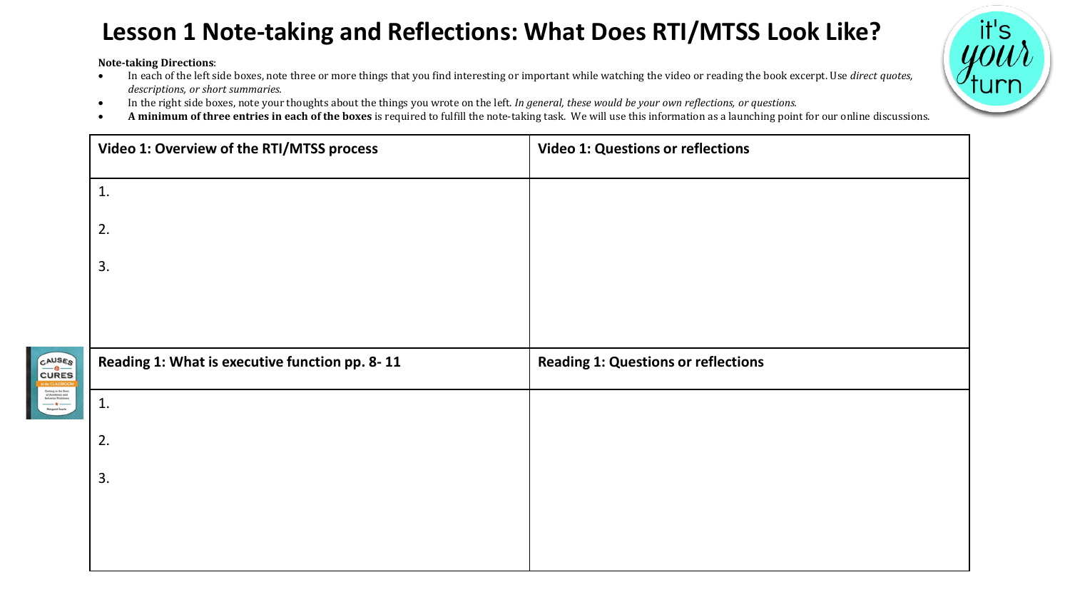# Lesson 1 Note-taking and Reflections: What Does RTI/MTSS Look Like?

**Note-taking Directions**:

- In each of the left side boxes, note three or more things that you find interesting or important while watching the video or reading the book excerpt. Use *direct quotes, descriptions, or short summaries.*
- In the right side boxes, note your thoughts about the things you wrote on the left. *In general, these would be your own reflections, or questions.*
- **A minimum of three entries in each of the boxes** is required to fulfill the note-taking task. We will use this information as a launching point for our online discussions.

| **Video 1: Overview of the RTI/MTSS process** | **Video 1: Questions or reflections** |
| --- | --- |
| 1.<br><br>2.<br><br>3. | |
| **Reading 1: What is executive function pp. 8- 11** | **Reading 1: Questions or reflections** |
| 1.<br><br>2.<br><br>3. | |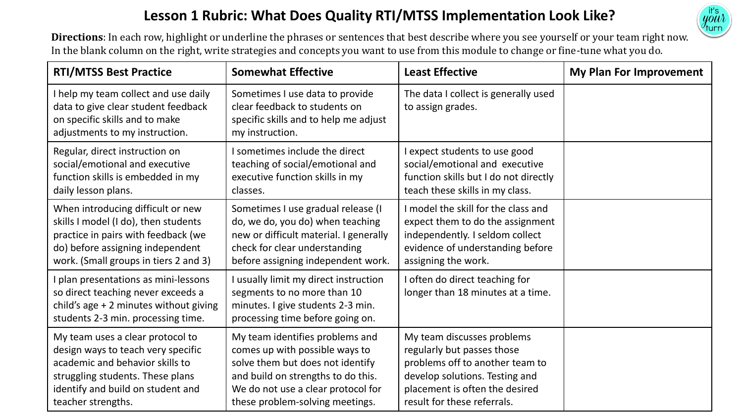# Lesson 1 Rubric: What Does Quality RTI/MTSS Implementation Look Like?

**Directions**: In each row, highlight or underline the phrases or sentences that best describe where you see yourself or your team right now. In the blank column on the right, write strategies and concepts you want to use from this module to change or fine-tune what you do.

| RTI/MTSS Best Practice | Somewhat Effective | Least Effective | My Plan For Improvement |
|---|---|---|---|
| I help my team collect and use daily data to give clear student feedback on specific skills and to make adjustments to my instruction. | Sometimes I use data to provide clear feedback to students on specific skills and to help me adjust my instruction. | The data I collect is generally used to assign grades. | |
| Regular, direct instruction on social/emotional and executive function skills is embedded in my daily lesson plans. | I sometimes include the direct teaching of social/emotional and executive function skills in my classes. | I expect students to use good social/emotional and executive function skills but I do not directly teach these skills in my class. | |
| When introducing difficult or new skills I model (I do), then students practice in pairs with feedback (we do) before assigning independent work. (Small groups in tiers 2 and 3) | Sometimes I use gradual release (I do, we do, you do) when teaching new or difficult material. I generally check for clear understanding before assigning independent work. | I model the skill for the class and expect them to do the assignment independently. I seldom collect evidence of understanding before assigning the work. | |
| I plan presentations as mini-lessons so direct teaching never exceeds a child's age + 2 minutes without giving students 2-3 min. processing time. | I usually limit my direct instruction segments to no more than 10 minutes. I give students 2-3 min. processing time before going on. | I often do direct teaching for longer than 18 minutes at a time. | |
| My team uses a clear protocol to design ways to teach very specific academic and behavior skills to struggling students. These plans identify and build on student and teacher strengths. | My team identifies problems and comes up with possible ways to solve them but does not identify and build on strengths to do this. We do not use a clear protocol for these problem-solving meetings. | My team discusses problems regularly but passes those problems off to another team to develop solutions. Testing and placement is often the desired result for these referrals. | |